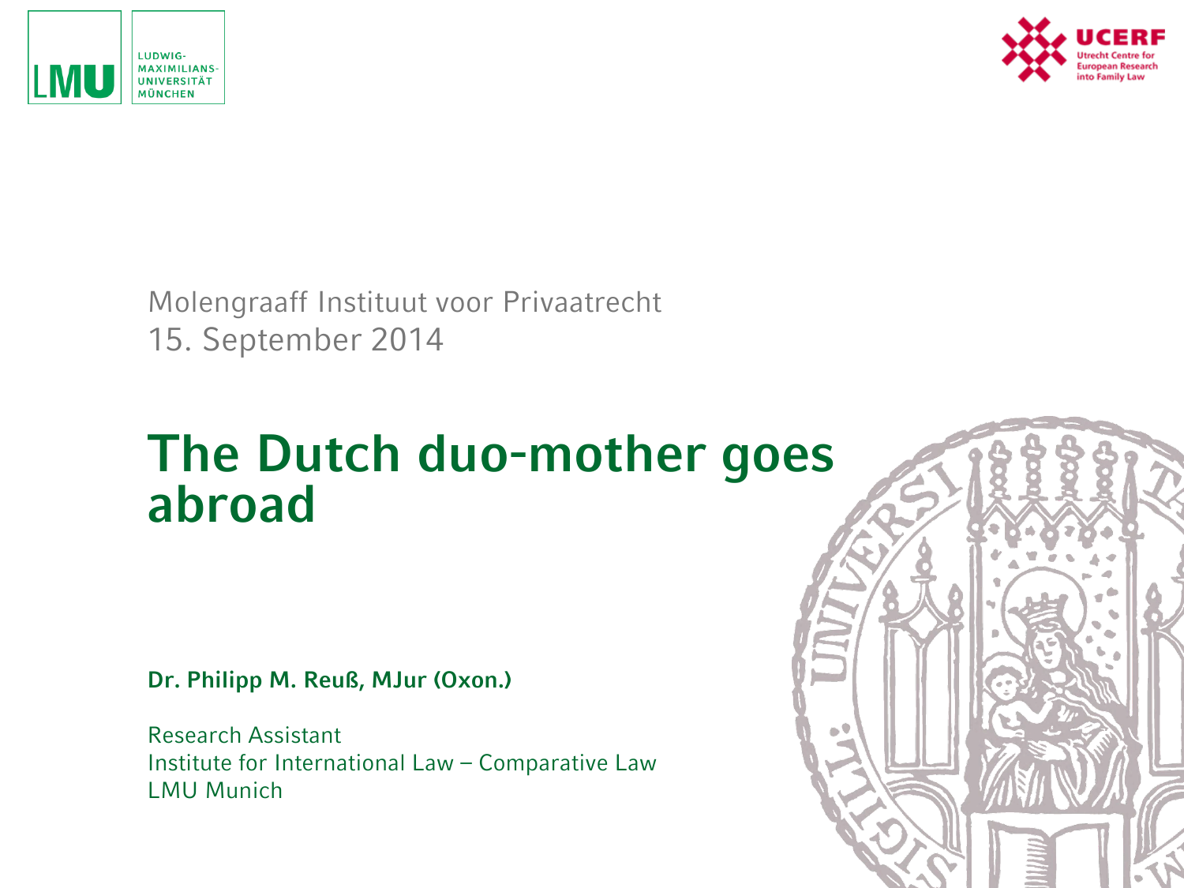Molengraaff Instituut voor Privaatrecht
15. September 2014

# The Dutch duo-mother goes abroad

**Dr. Philipp M. Reuß, MJur (Oxon.)**

Research Assistant
Institute for International Law – Comparative Law
LMU Munich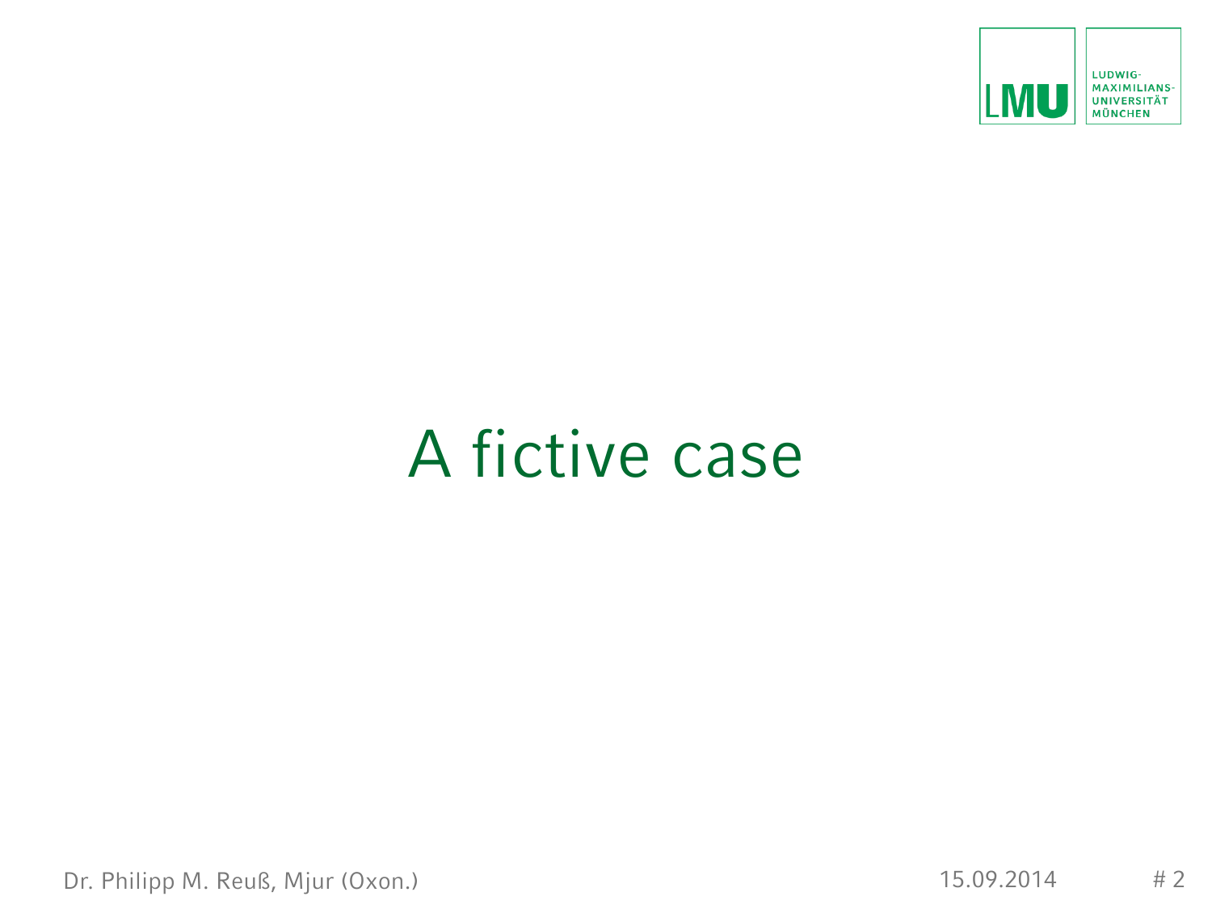# A fictive case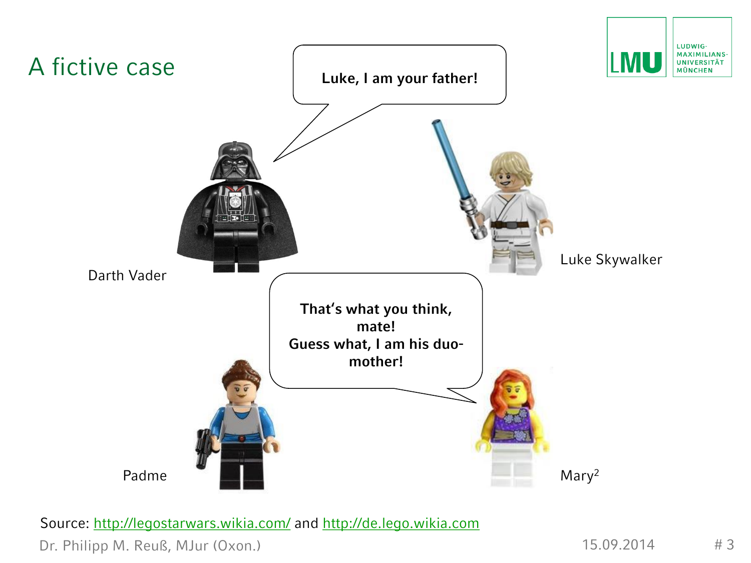# A fictive case

**Luke, I am your father!**

Darth Vader

Luke Skywalker

**That's what you think, mate!**
**Guess what, I am his duo-mother!**

Padme

Mary[2]

Source: http://legostarwars.wikia.com/ and http://de.lego.wikia.com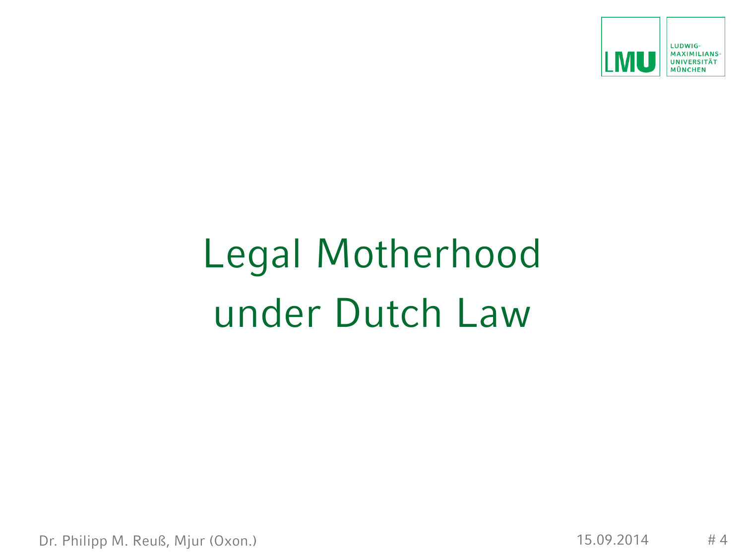# Legal Motherhood under Dutch Law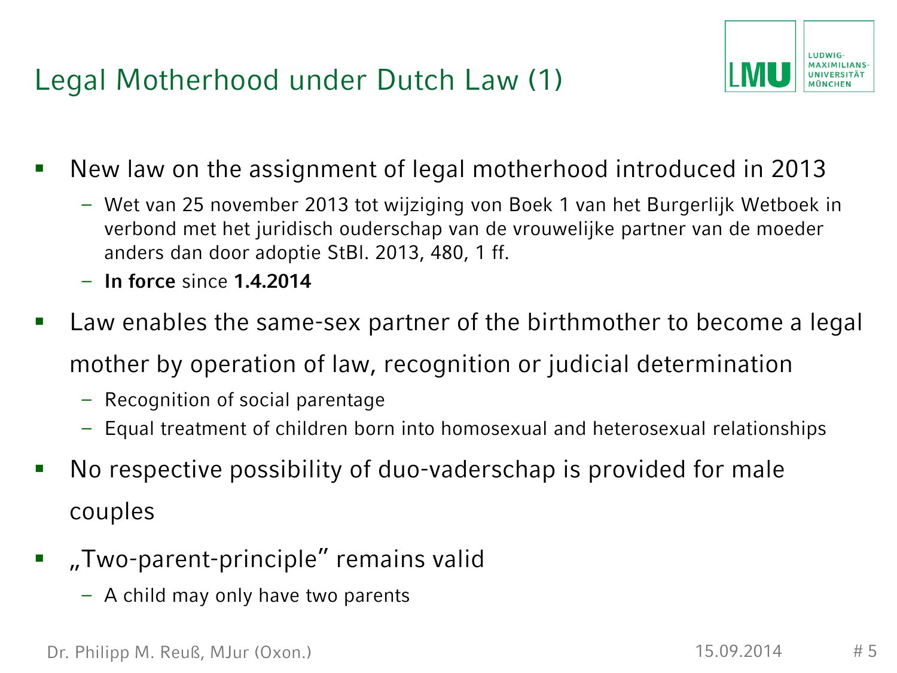# Legal Motherhood under Dutch Law (1)

- New law on the assignment of legal motherhood introduced in 2013
  - Wet van 25 november 2013 tot wijziging von Boek 1 van het Burgerlijk Wetboek in verbond met het juridisch ouderschap van de vrouwelijke partner van de moeder anders dan door adoptie StBl. 2013, 480, 1 ff.
  - **In force** since **1.4.2014**
- Law enables the same-sex partner of the birthmother to become a legal mother by operation of law, recognition or judicial determination
  - Recognition of social parentage
  - Equal treatment of children born into homosexual and heterosexual relationships
- No respective possibility of duo-vaderschap is provided for male couples
- „Two-parent-principle" remains valid
  - A child may only have two parents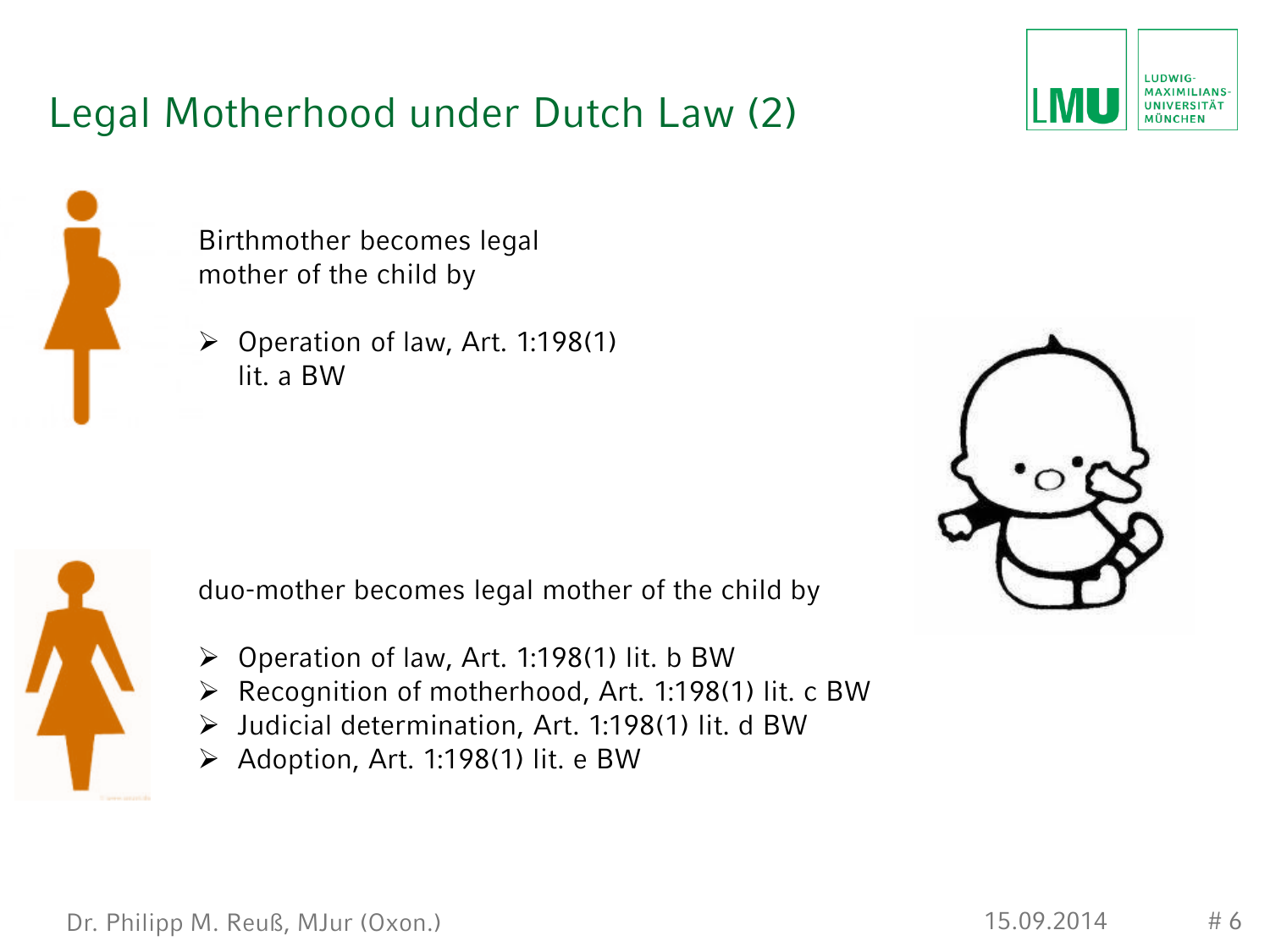# Legal Motherhood under Dutch Law (2)

Birthmother becomes legal mother of the child by

- Operation of law, Art. 1:198(1) lit. a BW

duo-mother becomes legal mother of the child by

- Operation of law, Art. 1:198(1) lit. b BW
- Recognition of motherhood, Art. 1:198(1) lit. c BW
- Judicial determination, Art. 1:198(1) lit. d BW
- Adoption, Art. 1:198(1) lit. e BW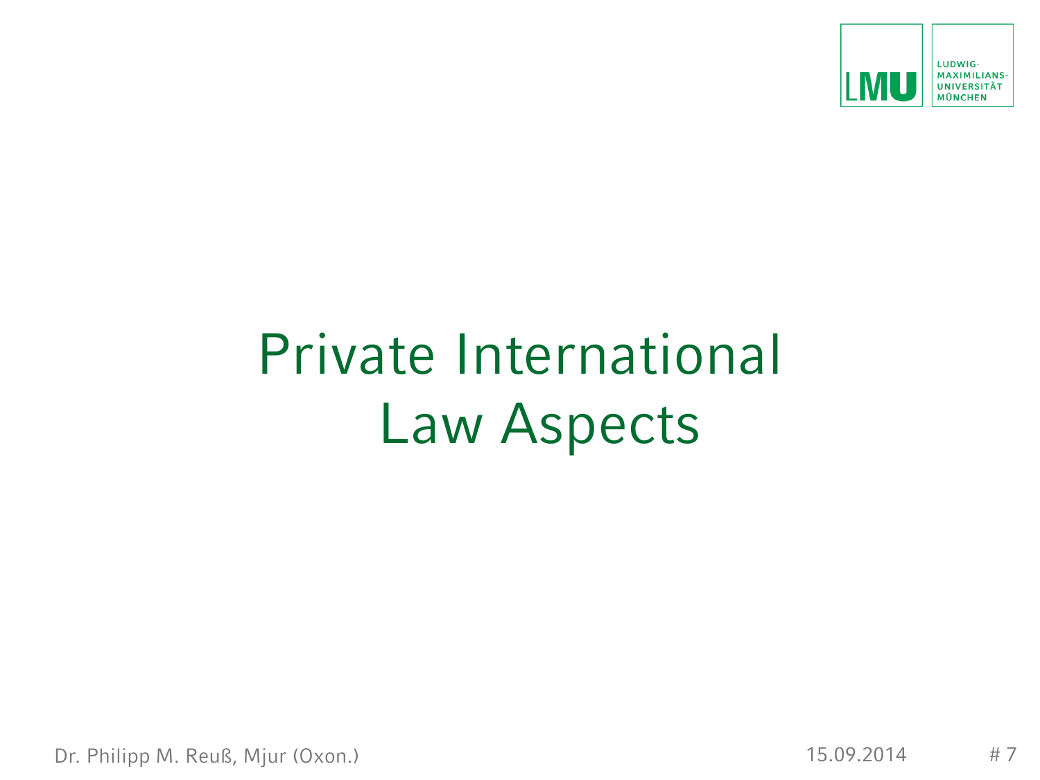# Private International Law Aspects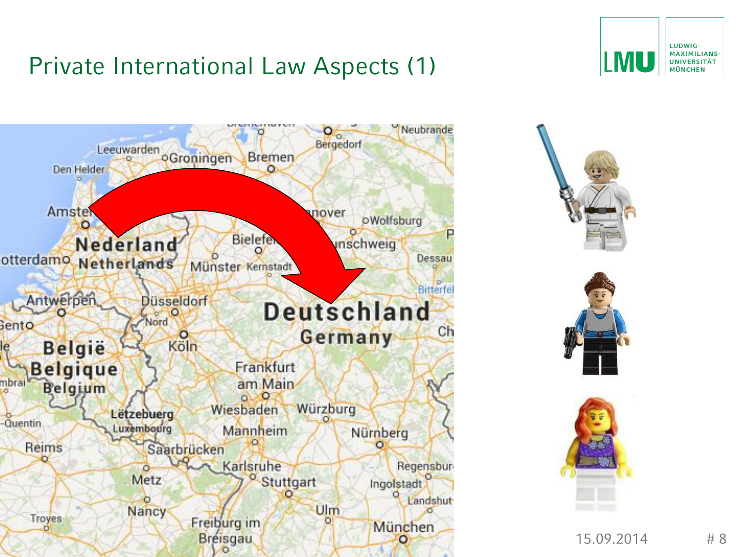# Private International Law Aspects (1)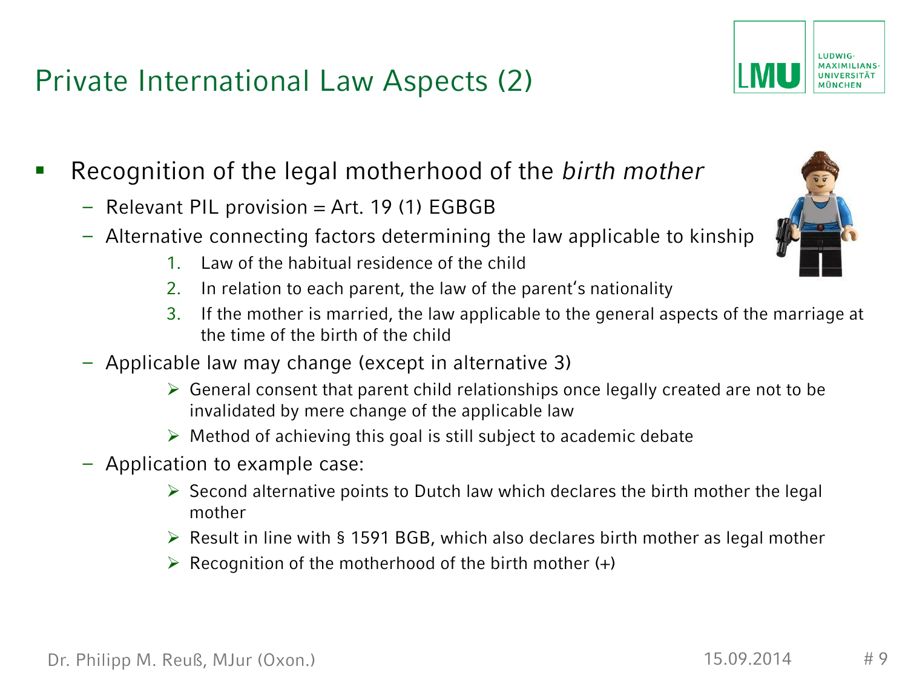# Private International Law Aspects (2)

- Recognition of the legal motherhood of the *birth mother*
  - Relevant PIL provision = Art. 19 (1) EGBGB
  - Alternative connecting factors determining the law applicable to kinship
    1. Law of the habitual residence of the child
    2. In relation to each parent, the law of the parent's nationality
    3. If the mother is married, the law applicable to the general aspects of the marriage at the time of the birth of the child
  - Applicable law may change (except in alternative 3)
    - General consent that parent child relationships once legally created are not to be invalidated by mere change of the applicable law
    - Method of achieving this goal is still subject to academic debate
  - Application to example case:
    - Second alternative points to Dutch law which declares the birth mother the legal mother
    - Result in line with § 1591 BGB, which also declares birth mother as legal mother
    - Recognition of the motherhood of the birth mother (+)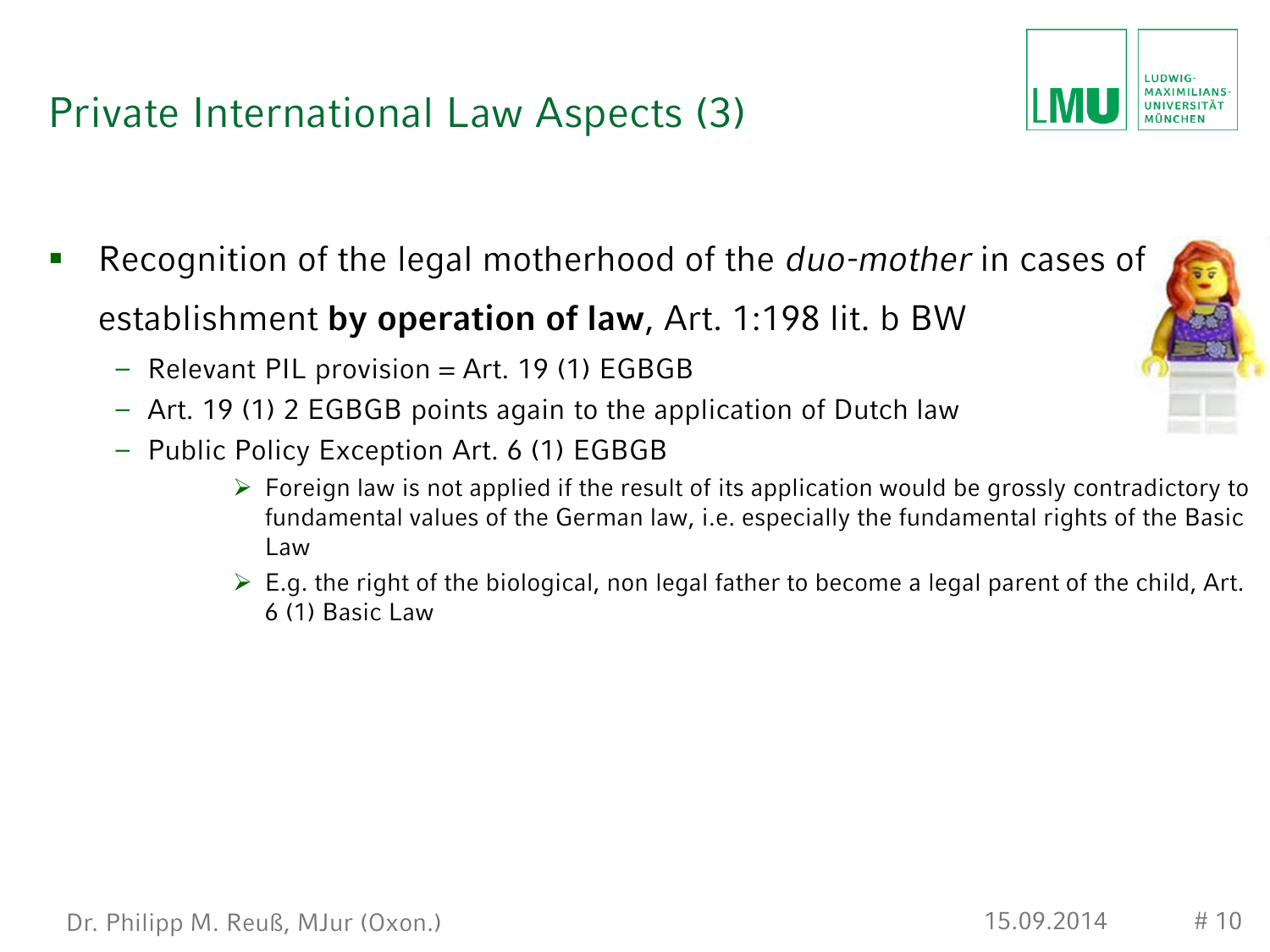# Private International Law Aspects (3)

- Recognition of the legal motherhood of the *duo-mother* in cases of establishment **by operation of law**, Art. 1:198 lit. b BW
  - Relevant PIL provision = Art. 19 (1) EGBGB
  - Art. 19 (1) 2 EGBGB points again to the application of Dutch law
  - Public Policy Exception Art. 6 (1) EGBGB
    - Foreign law is not applied if the result of its application would be grossly contradictory to fundamental values of the German law, i.e. especially the fundamental rights of the Basic Law
    - E.g. the right of the biological, non legal father to become a legal parent of the child, Art. 6 (1) Basic Law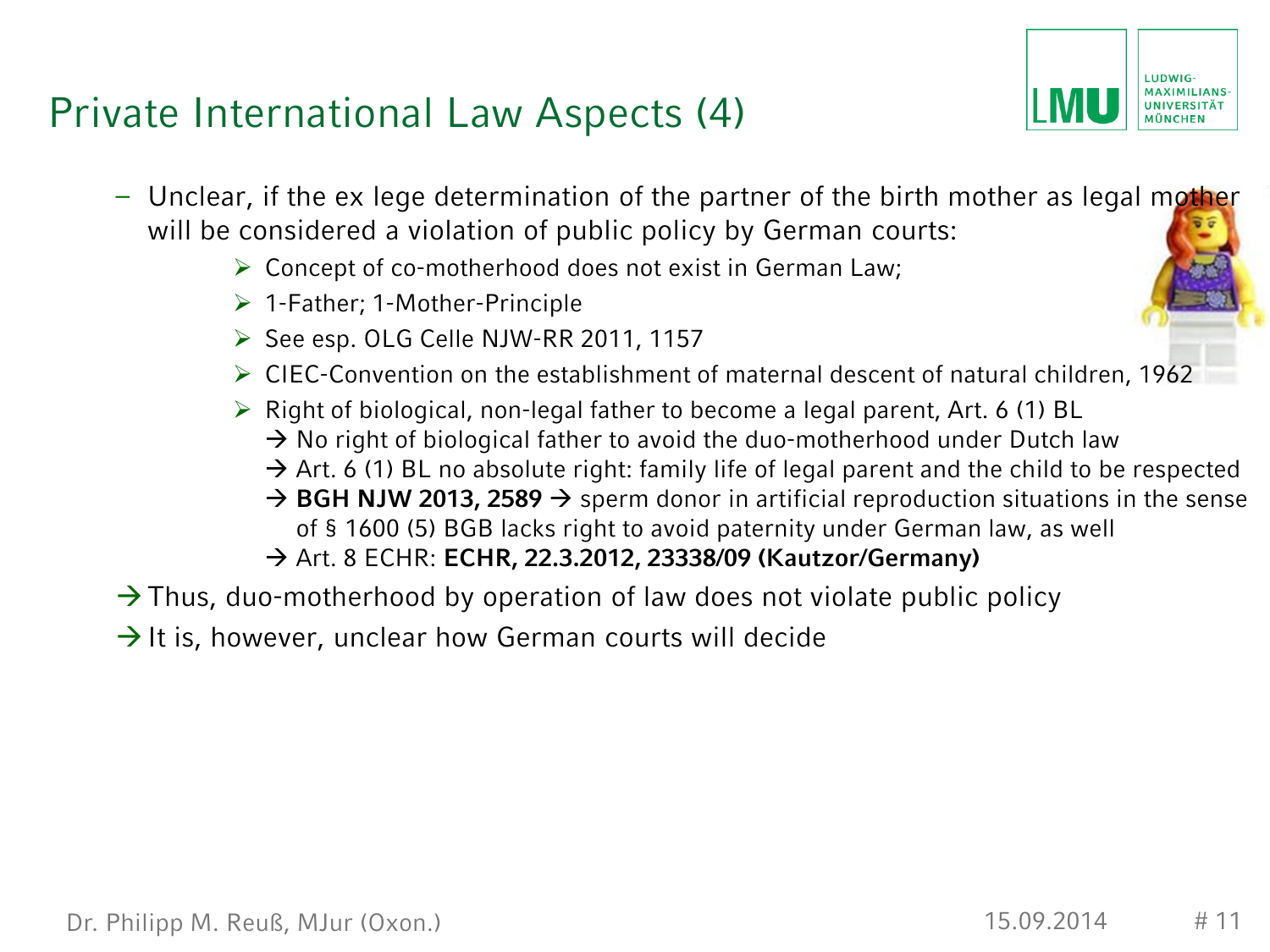# Private International Law Aspects (4)

- Unclear, if the ex lege determination of the partner of the birth mother as legal mother will be considered a violation of public policy by German courts:
  - Concept of co-motherhood does not exist in German Law;
  - 1-Father; 1-Mother-Principle
  - See esp. OLG Celle NJW-RR 2011, 1157
  - CIEC-Convention on the establishment of maternal descent of natural children, 1962
  - Right of biological, non-legal father to become a legal parent, Art. 6 (1) BL
    - → No right of biological father to avoid the duo-motherhood under Dutch law
    - → Art. 6 (1) BL no absolute right: family life of legal parent and the child to be respected
    - → **BGH NJW 2013, 2589** → sperm donor in artificial reproduction situations in the sense of § 1600 (5) BGB lacks right to avoid paternity under German law, as well
    - → Art. 8 ECHR: **ECHR, 22.3.2012, 23338/09 (Kautzor/Germany)**

→ Thus, duo-motherhood by operation of law does not violate public policy

→ It is, however, unclear how German courts will decide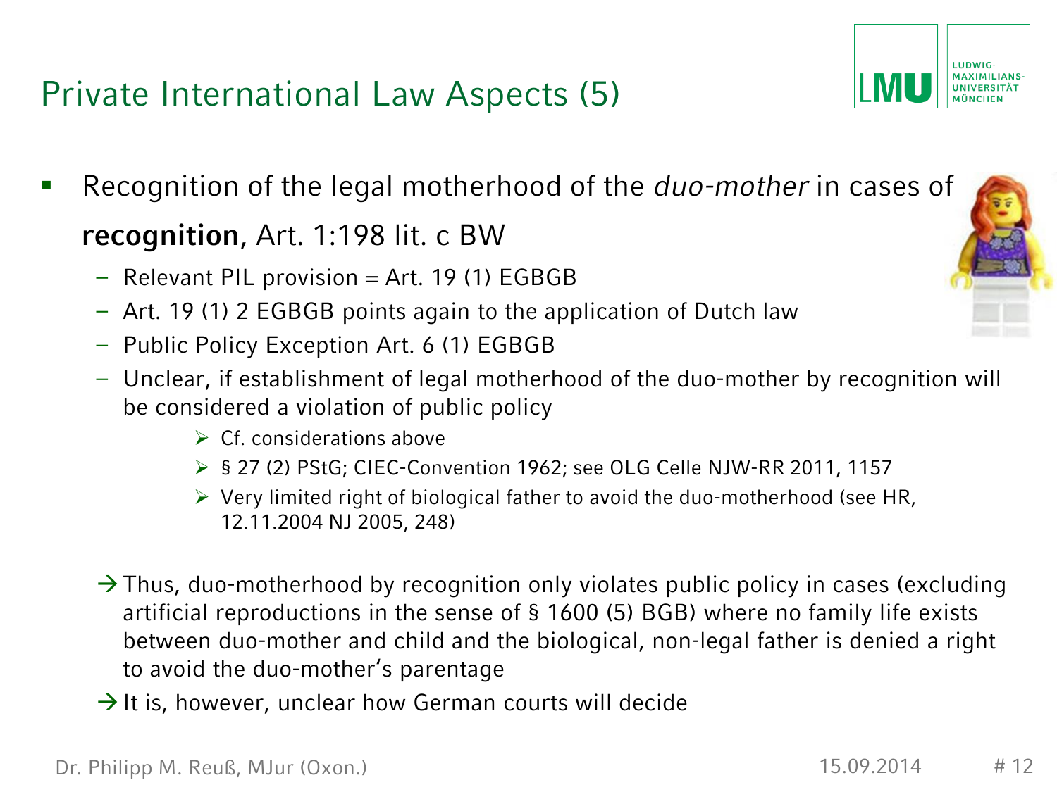# Private International Law Aspects (5)

- Recognition of the legal motherhood of the *duo-mother* in cases of **recognition**, Art. 1:198 lit. c BW
  - Relevant PIL provision = Art. 19 (1) EGBGB
  - Art. 19 (1) 2 EGBGB points again to the application of Dutch law
  - Public Policy Exception Art. 6 (1) EGBGB
  - Unclear, if establishment of legal motherhood of the duo-mother by recognition will be considered a violation of public policy
    - ➢ Cf. considerations above
    - ➢ § 27 (2) PStG; CIEC-Convention 1962; see OLG Celle NJW-RR 2011, 1157
    - ➢ Very limited right of biological father to avoid the duo-motherhood (see HR, 12.11.2004 NJ 2005, 248)

→ Thus, duo-motherhood by recognition only violates public policy in cases (excluding artificial reproductions in the sense of § 1600 (5) BGB) where no family life exists between duo-mother and child and the biological, non-legal father is denied a right to avoid the duo-mother's parentage

→ It is, however, unclear how German courts will decide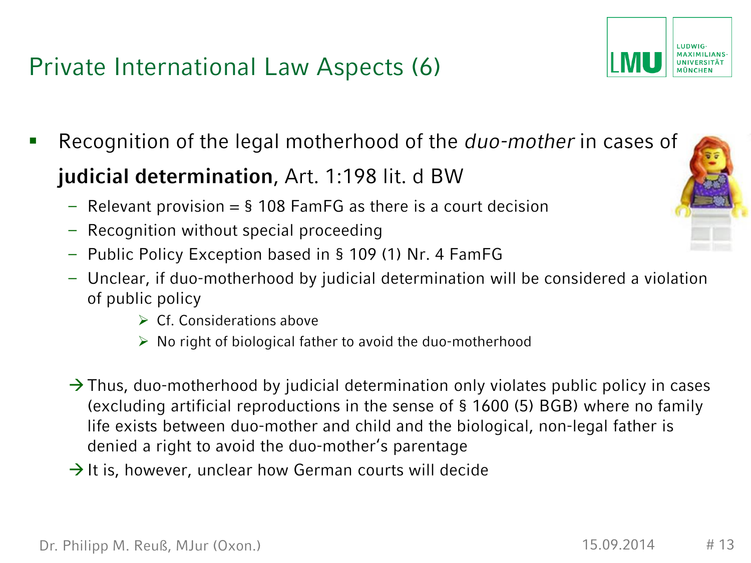# Private International Law Aspects (6)

- Recognition of the legal motherhood of the *duo-mother* in cases of **judicial determination**, Art. 1:198 lit. d BW
  - Relevant provision = § 108 FamFG as there is a court decision
  - Recognition without special proceeding
  - Public Policy Exception based in § 109 (1) Nr. 4 FamFG
  - Unclear, if duo-motherhood by judicial determination will be considered a violation of public policy
    - Cf. Considerations above
    - No right of biological father to avoid the duo-motherhood

  → Thus, duo-motherhood by judicial determination only violates public policy in cases (excluding artificial reproductions in the sense of § 1600 (5) BGB) where no family life exists between duo-mother and child and the biological, non-legal father is denied a right to avoid the duo-mother's parentage

  → It is, however, unclear how German courts will decide

Dr. Philipp M. Reuß, MJur (Oxon.)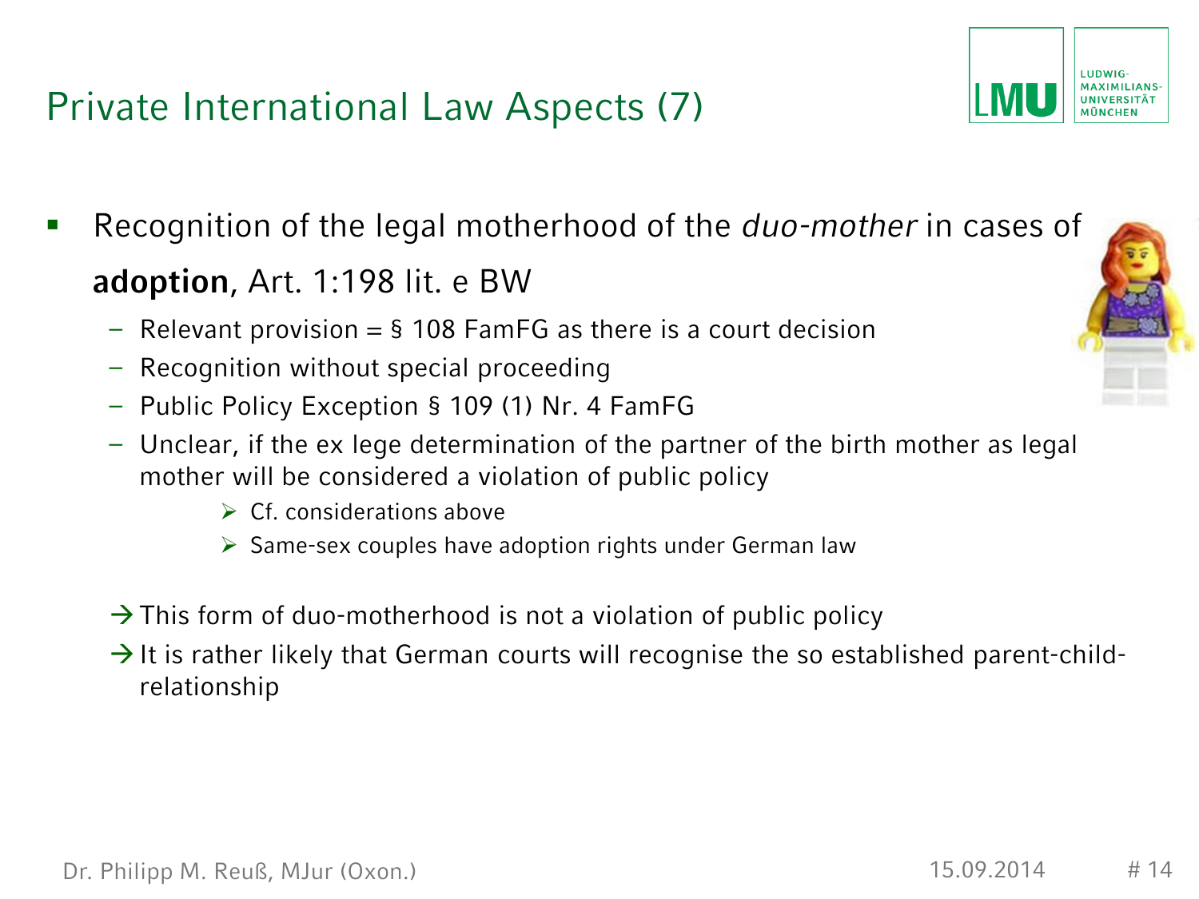# Private International Law Aspects (7)

- Recognition of the legal motherhood of the *duo-mother* in cases of **adoption**, Art. 1:198 lit. e BW
  - Relevant provision = § 108 FamFG as there is a court decision
  - Recognition without special proceeding
  - Public Policy Exception § 109 (1) Nr. 4 FamFG
  - Unclear, if the ex lege determination of the partner of the birth mother as legal mother will be considered a violation of public policy
    - ➢ Cf. considerations above
    - ➢ Same-sex couples have adoption rights under German law

  → This form of duo-motherhood is not a violation of public policy

  → It is rather likely that German courts will recognise the so established parent-child-relationship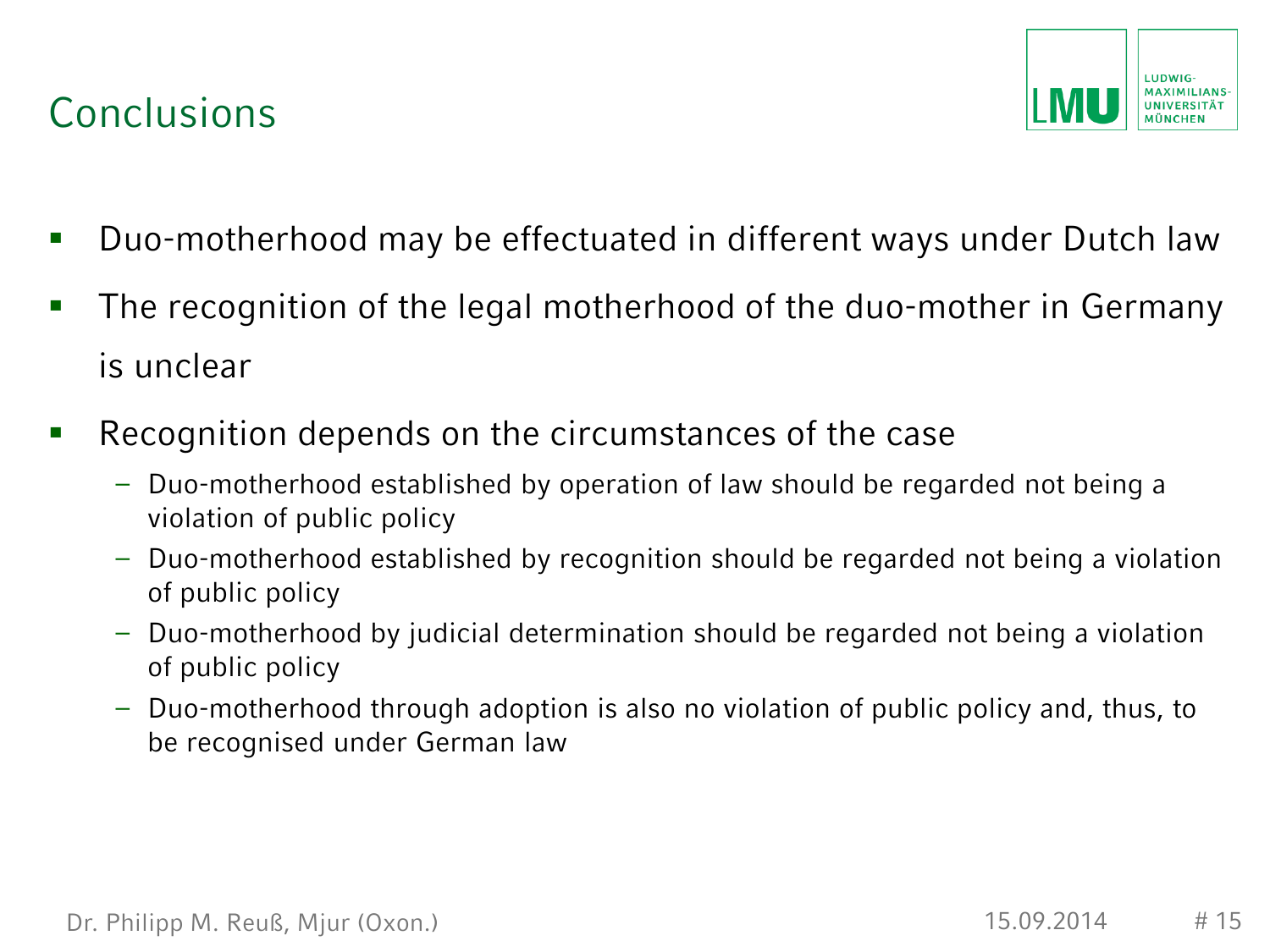# Conclusions

- Duo-motherhood may be effectuated in different ways under Dutch law
- The recognition of the legal motherhood of the duo-mother in Germany is unclear
- Recognition depends on the circumstances of the case
  - Duo-motherhood established by operation of law should be regarded not being a violation of public policy
  - Duo-motherhood established by recognition should be regarded not being a violation of public policy
  - Duo-motherhood by judicial determination should be regarded not being a violation of public policy
  - Duo-motherhood through adoption is also no violation of public policy and, thus, to be recognised under German law